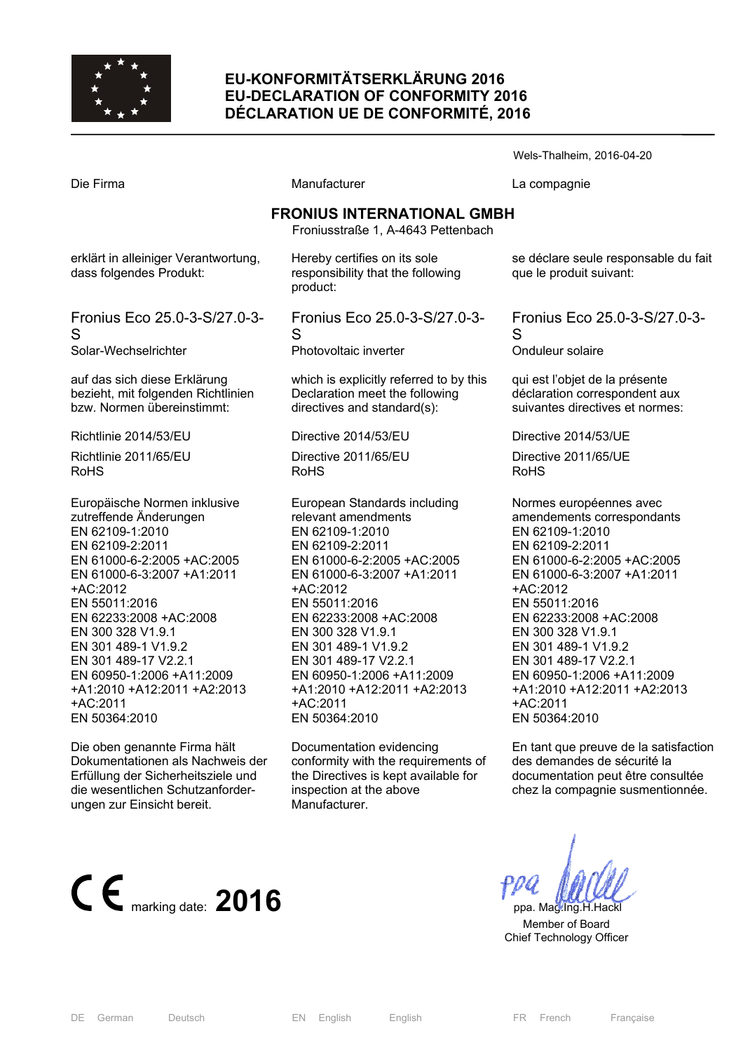# EU-KONFORMITÄTSERKLÄRUNG 2016
# EU-DECLARATION OF CONFORMITY 2016
# DÉCLARATION UE DE CONFORMITÉ, 2016

Wels-Thalheim, 2016-04-20

Die Firma

**FRONIUS INTERNATIONAL GMBH**
Froniusstraße 1, A-4643 Pettenbach

erklärt in alleiniger Verantwortung, dass folgendes Produkt:

Fronius Eco 25.0-3-S/27.0-3-S
Solar-Wechselrichter

auf das sich diese Erklärung bezieht, mit folgenden Richtlinien bzw. Normen übereinstimmt:

Richtlinie 2014/53/EU

Richtlinie 2011/65/EU
RoHS

Europäische Normen inklusive zutreffende Änderungen
EN 62109-1:2010
EN 62109-2:2011
EN 61000-6-2:2005 +AC:2005
EN 61000-6-3:2007 +A1:2011 +AC:2012
EN 55011:2016
EN 62233:2008 +AC:2008
EN 300 328 V1.9.1
EN 301 489-1 V1.9.2
EN 301 489-17 V2.2.1
EN 60950-1:2006 +A11:2009 +A1:2010 +A12:2011 +A2:2013 +AC:2011
EN 50364:2010

Die oben genannte Firma hält Dokumentationen als Nachweis der Erfüllung der Sicherheitsziele und die wesentlichen Schutzanforderungen zur Einsicht bereit.

---

Manufacturer

**FRONIUS INTERNATIONAL GMBH**
Froniusstraße 1, A-4643 Pettenbach

Hereby certifies on its sole responsibility that the following product:

Fronius Eco 25.0-3-S/27.0-3-S
Photovoltaic inverter

which is explicitly referred to by this Declaration meet the following directives and standard(s):

Directive 2014/53/EU

Directive 2011/65/EU
RoHS

European Standards including relevant amendments
EN 62109-1:2010
EN 62109-2:2011
EN 61000-6-2:2005 +AC:2005
EN 61000-6-3:2007 +A1:2011 +AC:2012
EN 55011:2016
EN 62233:2008 +AC:2008
EN 300 328 V1.9.1
EN 301 489-1 V1.9.2
EN 301 489-17 V2.2.1
EN 60950-1:2006 +A11:2009 +A1:2010 +A12:2011 +A2:2013 +AC:2011
EN 50364:2010

Documentation evidencing conformity with the requirements of the Directives is kept available for inspection at the above Manufacturer.

---

La compagnie

**FRONIUS INTERNATIONAL GMBH**
Froniusstraße 1, A-4643 Pettenbach

se déclare seule responsable du fait que le produit suivant:

Fronius Eco 25.0-3-S/27.0-3-S
Onduleur solaire

qui est l'objet de la présente déclaration correspondent aux suivantes directives et normes:

Directive 2014/53/UE

Directive 2011/65/UE
RoHS

Normes européennes avec amendements correspondants
EN 62109-1:2010
EN 62109-2:2011
EN 61000-6-2:2005 +AC:2005
EN 61000-6-3:2007 +A1:2011 +AC:2012
EN 55011:2016
EN 62233:2008 +AC:2008
EN 300 328 V1.9.1
EN 301 489-1 V1.9.2
EN 301 489-17 V2.2.1
EN 60950-1:2006 +A11:2009 +A1:2010 +A12:2011 +A2:2013 +AC:2011
EN 50364:2010

En tant que preuve de la satisfaction des demandes de sécurité la documentation peut être consultée chez la compagnie susmentionnée.

---

CE marking date: **2016**

ppa. Mag.Ing.H.Hackl
Member of Board
Chief Technology Officer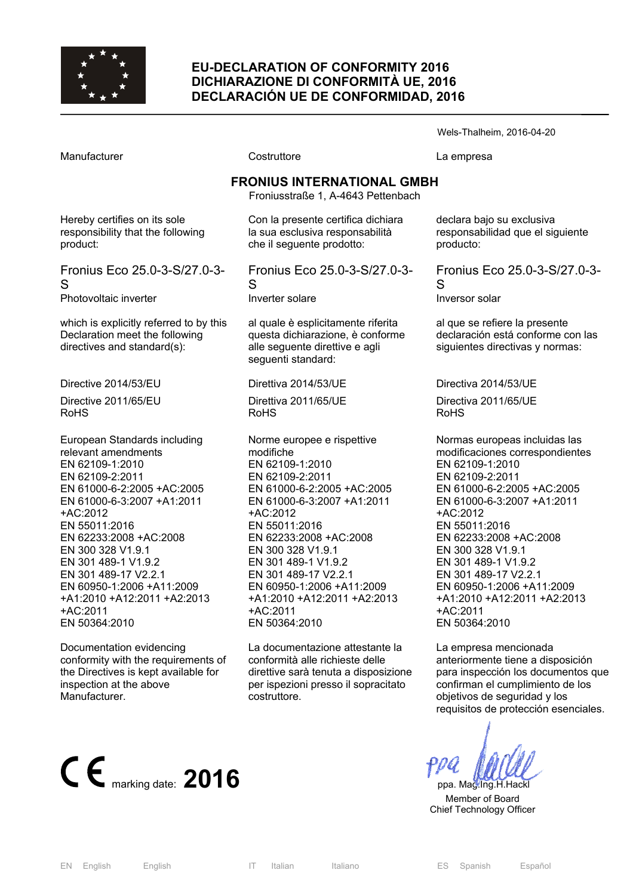# EU-DECLARATION OF CONFORMITY 2016
# DICHIARAZIONE DI CONFORMITÀ UE, 2016
# DECLARACIÓN UE DE CONFORMIDAD, 2016

Wels-Thalheim, 2016-04-20

Manufacturer

**FRONIUS INTERNATIONAL GMBH**
Froniusstraße 1, A-4643 Pettenbach

Hereby certifies on its sole responsibility that the following product:

Fronius Eco 25.0-3-S/27.0-3-S
Photovoltaic inverter

which is explicitly referred to by this Declaration meet the following directives and standard(s):

Directive 2014/53/EU

Directive 2011/65/EU
RoHS

European Standards including relevant amendments
EN 62109-1:2010
EN 62109-2:2011
EN 61000-6-2:2005 +AC:2005
EN 61000-6-3:2007 +A1:2011 +AC:2012
EN 55011:2016
EN 62233:2008 +AC:2008
EN 300 328 V1.9.1
EN 301 489-1 V1.9.2
EN 301 489-17 V2.2.1
EN 60950-1:2006 +A11:2009 +A1:2010 +A12:2011 +A2:2013 +AC:2011
EN 50364:2010

Documentation evidencing conformity with the requirements of the Directives is kept available for inspection at the above Manufacturer.

Costruttore

Con la presente certifica dichiara la sua esclusiva responsabilità che il seguente prodotto:

Fronius Eco 25.0-3-S/27.0-3-S
Inverter solare

al quale è esplicitamente riferita questa dichiarazione, è conforme alle seguente direttive e agli seguenti standard:

Direttiva 2014/53/UE

Direttiva 2011/65/UE
RoHS

Norme europee e rispettive modifiche
EN 62109-1:2010
EN 62109-2:2011
EN 61000-6-2:2005 +AC:2005
EN 61000-6-3:2007 +A1:2011 +AC:2012
EN 55011:2016
EN 62233:2008 +AC:2008
EN 300 328 V1.9.1
EN 301 489-1 V1.9.2
EN 301 489-17 V2.2.1
EN 60950-1:2006 +A11:2009 +A1:2010 +A12:2011 +A2:2013 +AC:2011
EN 50364:2010

La documentazione attestante la conformità alle richieste delle direttive sarà tenuta a disposizione per ispezioni presso il sopracitato costruttore.

La empresa

declara bajo su exclusiva responsabilidad que el siguiente producto:

Fronius Eco 25.0-3-S/27.0-3-S
Inversor solar

al que se refiere la presente declaración está conforme con las siguientes directivas y normas:

Directiva 2014/53/UE

Directiva 2011/65/UE
RoHS

Normas europeas incluidas las modificaciones correspondientes
EN 62109-1:2010
EN 62109-2:2011
EN 61000-6-2:2005 +AC:2005
EN 61000-6-3:2007 +A1:2011 +AC:2012
EN 55011:2016
EN 62233:2008 +AC:2008
EN 300 328 V1.9.1
EN 301 489-1 V1.9.2
EN 301 489-17 V2.2.1
EN 60950-1:2006 +A11:2009 +A1:2010 +A12:2011 +A2:2013 +AC:2011
EN 50364:2010

La empresa mencionada anteriormente tiene a disposición para inspección los documentos que confirman el cumplimiento de los objetivos de seguridad y los requisitos de protección esenciales.

CE marking date: **2016**

ppa. Mag.Ing.H.Hackl
Member of Board
Chief Technology Officer

EN English English | IT Italian Italiano | ES Spanish Español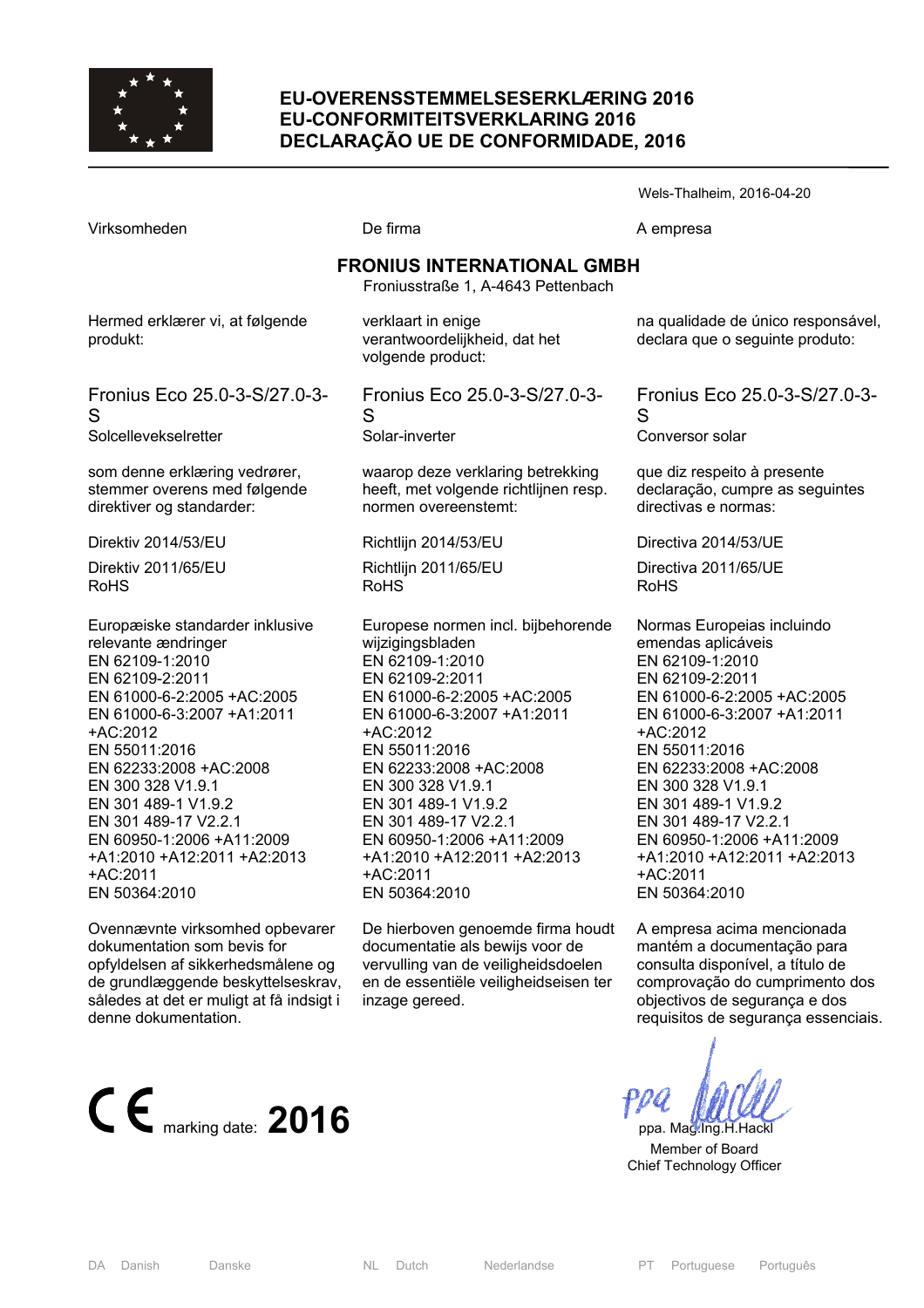# EU-OVERENSSTEMMELSESERKLÆRING 2016
# EU-CONFORMITEITSVERKLARING 2016
# DECLARAÇÃO UE DE CONFORMIDADE, 2016

Wels-Thalheim, 2016-04-20

Virksomheden

Hermed erklærer vi, at følgende produkt:

Fronius Eco 25.0-3-S/27.0-3-S
Solcellevekselretter

som denne erklæring vedrører, stemmer overens med følgende direktiver og standarder:

Direktiv 2014/53/EU

Direktiv 2011/65/EU
RoHS

Europæiske standarder inklusive relevante ændringer
EN 62109-1:2010
EN 62109-2:2011
EN 61000-6-2:2005 +AC:2005
EN 61000-6-3:2007 +A1:2011 +AC:2012
EN 55011:2016
EN 62233:2008 +AC:2008
EN 300 328 V1.9.1
EN 301 489-1 V1.9.2
EN 301 489-17 V2.2.1
EN 60950-1:2006 +A11:2009 +A1:2010 +A12:2011 +A2:2013 +AC:2011
EN 50364:2010

Ovennævnte virksomhed opbevarer dokumentation som bevis for opfyldelsen af sikkerhedsmålene og de grundlæggende beskyttelseskrav, således at det er muligt at få indsigt i denne dokumentation.

De firma

**FRONIUS INTERNATIONAL GMBH**
Froniusstraße 1, A-4643 Pettenbach

verklaart in enige verantwoordelijkheid, dat het volgende product:

Fronius Eco 25.0-3-S/27.0-3-S
Solar-inverter

waarop deze verklaring betrekking heeft, met volgende richtlijnen resp. normen overeenstemt:

Richtlijn 2014/53/EU

Richtlijn 2011/65/EU
RoHS

Europese normen incl. bijbehorende wijzigingsbladen
EN 62109-1:2010
EN 62109-2:2011
EN 61000-6-2:2005 +AC:2005
EN 61000-6-3:2007 +A1:2011 +AC:2012
EN 55011:2016
EN 62233:2008 +AC:2008
EN 300 328 V1.9.1
EN 301 489-1 V1.9.2
EN 301 489-17 V2.2.1
EN 60950-1:2006 +A11:2009 +A1:2010 +A12:2011 +A2:2013 +AC:2011
EN 50364:2010

De hierboven genoemde firma houdt documentatie als bewijs voor de vervulling van de veiligheidsdoelen en de essentiële veiligheidseisen ter inzage gereed.

A empresa

na qualidade de único responsável, declara que o seguinte produto:

Fronius Eco 25.0-3-S/27.0-3-S
Conversor solar

que diz respeito à presente declaração, cumpre as seguintes directivas e normas:

Directiva 2014/53/UE

Directiva 2011/65/UE
RoHS

Normas Europeias incluindo emendas aplicáveis
EN 62109-1:2010
EN 62109-2:2011
EN 61000-6-2:2005 +AC:2005
EN 61000-6-3:2007 +A1:2011 +AC:2012
EN 55011:2016
EN 62233:2008 +AC:2008
EN 300 328 V1.9.1
EN 301 489-1 V1.9.2
EN 301 489-17 V2.2.1
EN 60950-1:2006 +A11:2009 +A1:2010 +A12:2011 +A2:2013 +AC:2011
EN 50364:2010

A empresa acima mencionada mantém a documentação para consulta disponível, a título de comprovação do cumprimento dos objectivos de segurança e dos requisitos de segurança essenciais.

CE marking date: **2016**

ppa. Mag.Ing.H.Hackl
Member of Board
Chief Technology Officer

DA Danish Danske | NL Dutch Nederlandse | PT Portuguese Português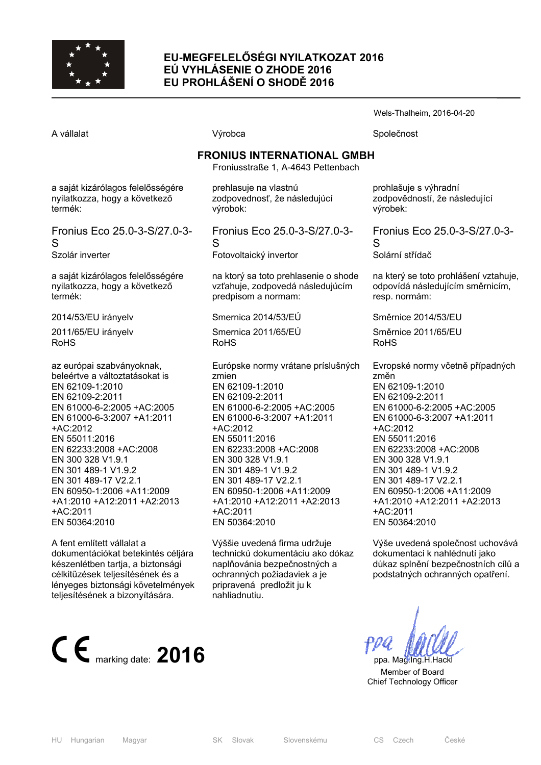# EU-MEGFELELŐSÉGI NYILATKOZAT 2016
# EÚ VYHLÁSENIE O ZHODE 2016
# EU PROHLÁŠENÍ O SHODĚ 2016

Wels-Thalheim, 2016-04-20

A vállalat

**FRONIUS INTERNATIONAL GMBH**
Froniusstraße 1, A-4643 Pettenbach

a saját kizárólagos felelősségére nyilatkozza, hogy a következő termék:

Fronius Eco 25.0-3-S/27.0-3-S
Szolár inverter

a saját kizárólagos felelősségére nyilatkozza, hogy a következő termék:

2014/53/EU irányelv

2011/65/EU irányelv
RoHS

az európai szabványoknak, beleértve a változtatásokat is
EN 62109-1:2010
EN 62109-2:2011
EN 61000-6-2:2005 +AC:2005
EN 61000-6-3:2007 +A1:2011 +AC:2012
EN 55011:2016
EN 62233:2008 +AC:2008
EN 300 328 V1.9.1
EN 301 489-1 V1.9.2
EN 301 489-17 V2.2.1
EN 60950-1:2006 +A11:2009 +A1:2010 +A12:2011 +A2:2013 +AC:2011
EN 50364:2010

A fent említett vállalat a dokumentációkat betekintés céljára készenlétben tartja, a biztonsági célkitűzések teljesítésének és a lényeges biztonsági követelmények teljesítésének a bizonyítására.

---

Výrobca

**FRONIUS INTERNATIONAL GMBH**
Froniusstraße 1, A-4643 Pettenbach

prehlasuje na vlastnú zodpovednosť, že následujúcí výrobok:

Fronius Eco 25.0-3-S/27.0-3-S
Fotovoltaický invertor

na ktorý sa toto prehlasenie o shode vzťahuje, zodpovedá následujúcím predpisom a normam:

Smernica 2014/53/EÚ

Smernica 2011/65/EÚ
RoHS

Európske normy vrátane príslušných zmien
EN 62109-1:2010
EN 62109-2:2011
EN 61000-6-2:2005 +AC:2005
EN 61000-6-3:2007 +A1:2011 +AC:2012
EN 55011:2016
EN 62233:2008 +AC:2008
EN 300 328 V1.9.1
EN 301 489-1 V1.9.2
EN 301 489-17 V2.2.1
EN 60950-1:2006 +A11:2009 +A1:2010 +A12:2011 +A2:2013 +AC:2011
EN 50364:2010

Výššie uvedená firma udržuje technickú dokumentáciu ako dókaz naplňovánia bezpečnostných a ochranných požiadaviek a je pripravená predložit ju k nahliadnutiu.

---

Společnost

**FRONIUS INTERNATIONAL GMBH**
Froniusstraße 1, A-4643 Pettenbach

prohlašuje s výhradní zodpovědností, že následující výrobek:

Fronius Eco 25.0-3-S/27.0-3-S
Solární střídač

na který se toto prohlášení vztahuje, odpovídá následujícím směrnicím, resp. normám:

Směrnice 2014/53/EU

Směrnice 2011/65/EU
RoHS

Evropské normy včetně případných změn
EN 62109-1:2010
EN 62109-2:2011
EN 61000-6-2:2005 +AC:2005
EN 61000-6-3:2007 +A1:2011 +AC:2012
EN 55011:2016
EN 62233:2008 +AC:2008
EN 300 328 V1.9.1
EN 301 489-1 V1.9.2
EN 301 489-17 V2.2.1
EN 60950-1:2006 +A11:2009 +A1:2010 +A12:2011 +A2:2013 +AC:2011
EN 50364:2010

Výše uvedená společnost uchovává dokumentaci k nahlédnutí jako důkaz splnění bezpečnostních cílů a podstatných ochranných opatření.

---

CE marking date: **2016**

ppa. Mag.Ing.H.Hackl
Member of Board
Chief Technology Officer

HU Hungarian Magyar | SK Slovak Slovenskému | CS Czech České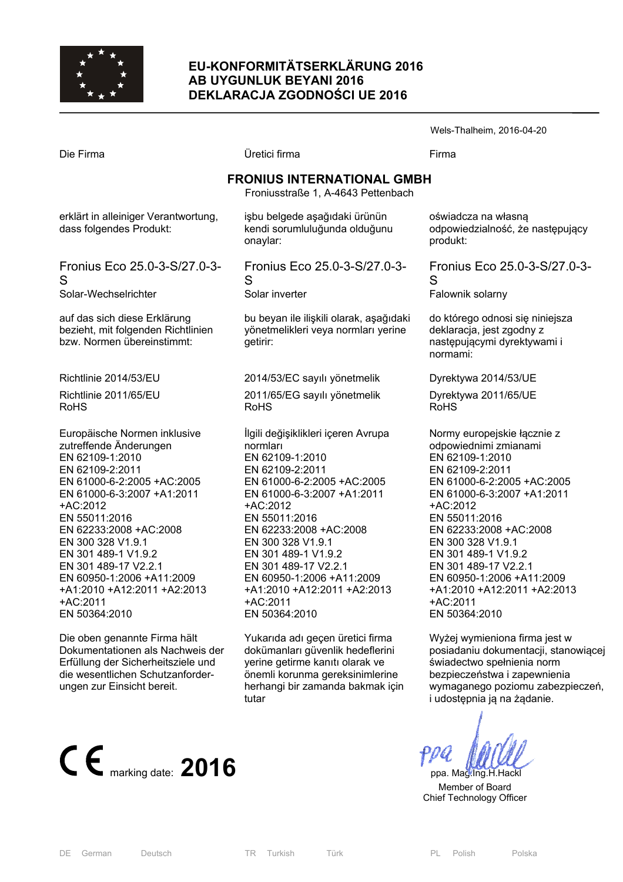# EU-KONFORMITÄTSERKLÄRUNG 2016
# AB UYGUNLUK BEYANI 2016
# DEKLARACJA ZGODNOŚCI UE 2016

Wels-Thalheim, 2016-04-20

Die Firma

**FRONIUS INTERNATIONAL GMBH**
Froniusstraße 1, A-4643 Pettenbach

erklärt in alleiniger Verantwortung, dass folgendes Produkt:

Fronius Eco 25.0-3-S/27.0-3-S
Solar-Wechselrichter

auf das sich diese Erklärung bezieht, mit folgenden Richtlinien bzw. Normen übereinstimmt:

Richtlinie 2014/53/EU

Richtlinie 2011/65/EU
RoHS

Europäische Normen inklusive zutreffende Änderungen
EN 62109-1:2010
EN 62109-2:2011
EN 61000-6-2:2005 +AC:2005
EN 61000-6-3:2007 +A1:2011 +AC:2012
EN 55011:2016
EN 62233:2008 +AC:2008
EN 300 328 V1.9.1
EN 301 489-1 V1.9.2
EN 301 489-17 V2.2.1
EN 60950-1:2006 +A11:2009 +A1:2010 +A12:2011 +A2:2013 +AC:2011
EN 50364:2010

Die oben genannte Firma hält Dokumentationen als Nachweis der Erfüllung der Sicherheitsziele und die wesentlichen Schutzanforderungen zur Einsicht bereit.

---

Üretici firma

**FRONIUS INTERNATIONAL GMBH**
Froniusstraße 1, A-4643 Pettenbach

işbu belgede aşağıdaki ürünün kendi sorumluluğunda olduğunu onaylar:

Fronius Eco 25.0-3-S/27.0-3-S
Solar inverter

bu beyan ile ilişkili olarak, aşağıdaki yönetmelikleri veya normları yerine getirir:

2014/53/EC sayılı yönetmelik

2011/65/EG sayılı yönetmelik
RoHS

İlgili değişiklikleri içeren Avrupa normları
EN 62109-1:2010
EN 62109-2:2011
EN 61000-6-2:2005 +AC:2005
EN 61000-6-3:2007 +A1:2011 +AC:2012
EN 55011:2016
EN 62233:2008 +AC:2008
EN 300 328 V1.9.1
EN 301 489-1 V1.9.2
EN 301 489-17 V2.2.1
EN 60950-1:2006 +A11:2009 +A1:2010 +A12:2011 +A2:2013 +AC:2011
EN 50364:2010

Yukarıda adı geçen üretici firma dokümanları güvenlik hedeflerini yerine getirme kanıtı olarak ve önemli korunma gereksinimlerine herhangi bir zamanda bakmak için tutar

---

Firma

**FRONIUS INTERNATIONAL GMBH**
Froniusstraße 1, A-4643 Pettenbach

oświadcza na własną odpowiedzialność, że następujący produkt:

Fronius Eco 25.0-3-S/27.0-3-S
Falownik solarny

do którego odnosi się niniejsza deklaracja, jest zgodny z następującymi dyrektywami i normami:

Dyrektywa 2014/53/UE

Dyrektywa 2011/65/UE
RoHS

Normy europejskie łącznie z odpowiednimi zmianami
EN 62109-1:2010
EN 62109-2:2011
EN 61000-6-2:2005 +AC:2005
EN 61000-6-3:2007 +A1:2011 +AC:2012
EN 55011:2016
EN 62233:2008 +AC:2008
EN 300 328 V1.9.1
EN 301 489-1 V1.9.2
EN 301 489-17 V2.2.1
EN 60950-1:2006 +A11:2009 +A1:2010 +A12:2011 +A2:2013 +AC:2011
EN 50364:2010

Wyżej wymieniona firma jest w posiadaniu dokumentacji, stanowiącej świadectwo spełnienia norm bezpieczeństwa i zapewnienia wymaganego poziomu zabezpieczeń, i udostępnia ją na żądanie.

---

CE marking date: **2016**

ppa. Mag.Ing.H.Hackl
Member of Board
Chief Technology Officer

DE German Deutsch | TR Turkish Türk | PL Polish Polska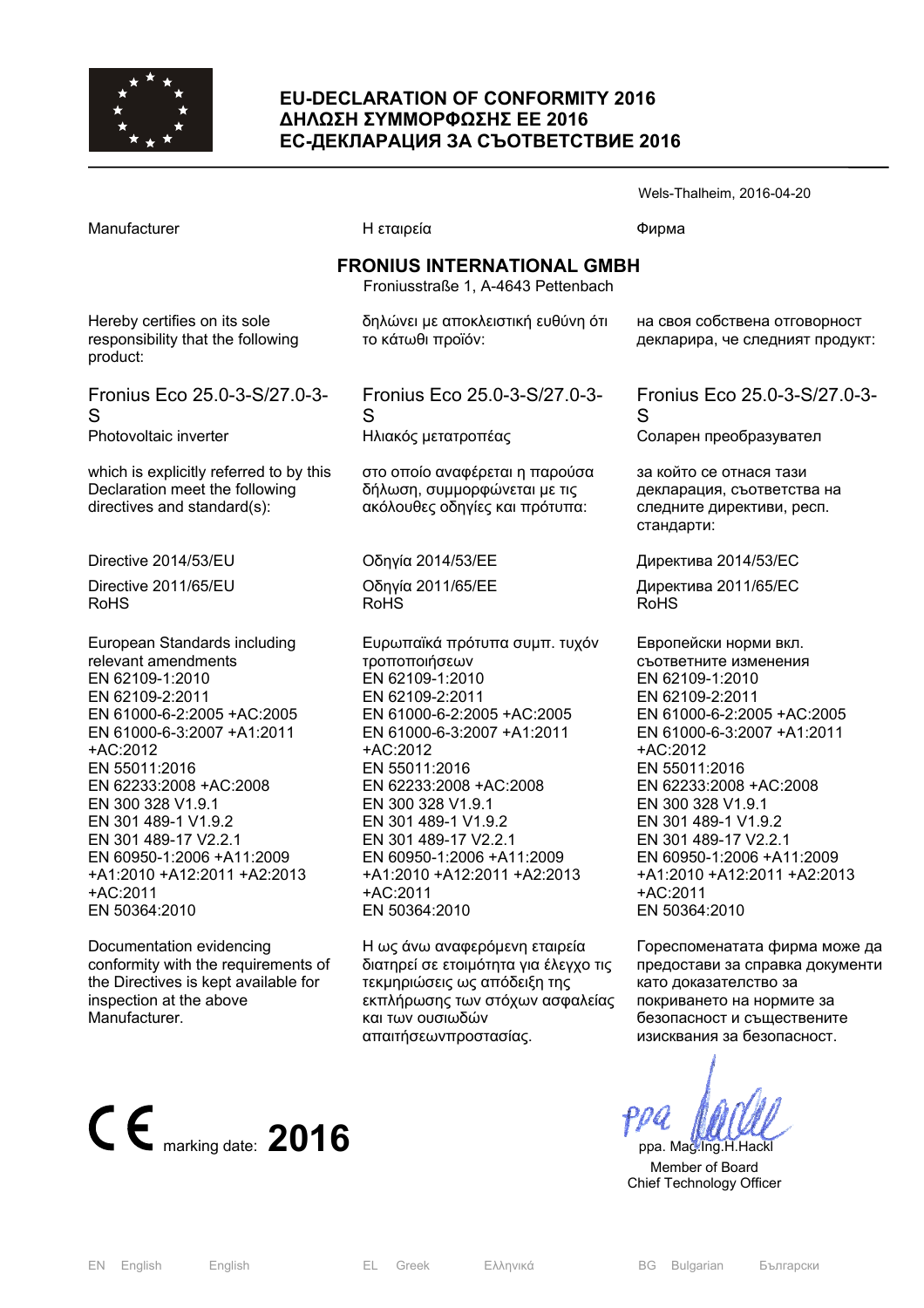# EU-DECLARATION OF CONFORMITY 2016
# ΔΗΛΩΣΗ ΣΥΜΜΟΡΦΩΣΗΣ ΕΕ 2016
# ЕС-ДЕКЛАРАЦИЯ ЗА СЪОТВЕТСТВИЕ 2016

Wels-Thalheim, 2016-04-20

| Manufacturer | Η εταιρεία | Фирма |
| --- | --- | --- |

**FRONIUS INTERNATIONAL GMBH**
Froniusstraße 1, A-4643 Pettenbach

| | | |
| --- | --- | --- |
| Hereby certifies on its sole responsibility that the following product: | δηλώνει με αποκλειστική ευθύνη ότι το κάτωθι προϊόν: | на своя собствена отговорност декларира, че следният продукт: |
| Fronius Eco 25.0-3-S/27.0-3-S | Fronius Eco 25.0-3-S/27.0-3-S | Fronius Eco 25.0-3-S/27.0-3-S |
| Photovoltaic inverter | Ηλιακός μετατροπέας | Соларен преобразувател |
| which is explicitly referred to by this Declaration meet the following directives and standard(s): | στο οποίο αναφέρεται η παρούσα δήλωση, συμμορφώνεται με τις ακόλουθες οδηγίες και πρότυπα: | за който се отнася тази декларация, съответства на следните директиви, респ. стандарти: |
| Directive 2014/53/EU | Οδηγία 2014/53/EE | Директива 2014/53/EC |
| Directive 2011/65/EU RoHS | Οδηγία 2011/65/EE RoHS | Директива 2011/65/EC RoHS |
| European Standards including relevant amendments | Ευρωπαϊκά πρότυπα συμπ. τυχόν τροποποιήσεων | Европейски норми вкл. съответните изменения |
| EN 62109-1:2010 | EN 62109-1:2010 | EN 62109-1:2010 |
| EN 62109-2:2011 | EN 62109-2:2011 | EN 62109-2:2011 |
| EN 61000-6-2:2005 +AC:2005 | EN 61000-6-2:2005 +AC:2005 | EN 61000-6-2:2005 +AC:2005 |
| EN 61000-6-3:2007 +A1:2011 +AC:2012 | EN 61000-6-3:2007 +A1:2011 +AC:2012 | EN 61000-6-3:2007 +A1:2011 +AC:2012 |
| EN 55011:2016 | EN 55011:2016 | EN 55011:2016 |
| EN 62233:2008 +AC:2008 | EN 62233:2008 +AC:2008 | EN 62233:2008 +AC:2008 |
| EN 300 328 V1.9.1 | EN 300 328 V1.9.1 | EN 300 328 V1.9.1 |
| EN 301 489-1 V1.9.2 | EN 301 489-1 V1.9.2 | EN 301 489-1 V1.9.2 |
| EN 301 489-17 V2.2.1 | EN 301 489-17 V2.2.1 | EN 301 489-17 V2.2.1 |
| EN 60950-1:2006 +A11:2009 +A1:2010 +A12:2011 +A2:2013 +AC:2011 | EN 60950-1:2006 +A11:2009 +A1:2010 +A12:2011 +A2:2013 +AC:2011 | EN 60950-1:2006 +A11:2009 +A1:2010 +A12:2011 +A2:2013 +AC:2011 |
| EN 50364:2010 | EN 50364:2010 | EN 50364:2010 |
| Documentation evidencing conformity with the requirements of the Directives is kept available for inspection at the above Manufacturer. | Η ως άνω αναφερόμενη εταιρεία διατηρεί σε ετοιμότητα για έλεγχο τις τεκμηριώσεις ως απόδειξη της εκπλήρωσης των στόχων ασφαλείας και των ουσιωδών απαιτήσεωνπροστασίας. | Гореспоменатата фирма може да предостави за справка документи като доказателство за покриването на нормите за безопасност и съществените изисквания за безопасност. |

CE marking date: **2016**

ppa. Mag.Ing.H.Hackl
Member of Board
Chief Technology Officer

| | | | | | | | | |
| --- | --- | --- | --- | --- | --- | --- | --- | --- |
| EN | English | English | EL | Greek | Ελληνικά | BG | Bulgarian | Български |